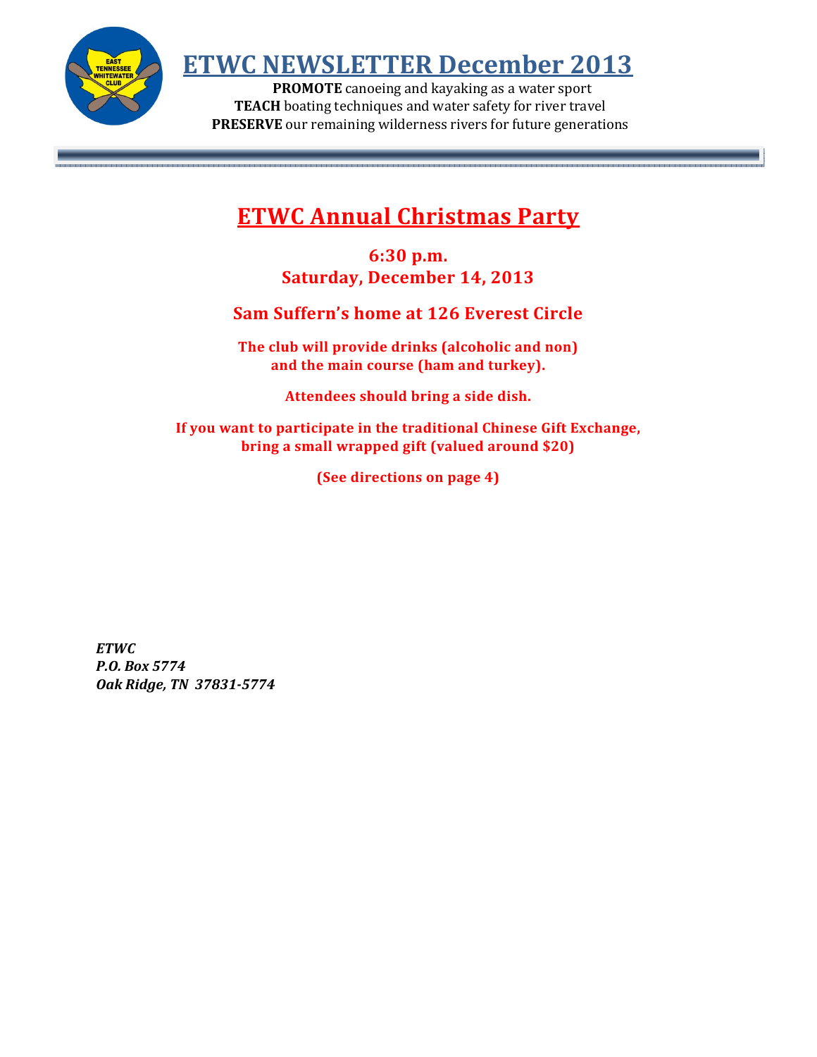# ETWC NEWSLETTER December 2013

**PROMOTE** canoeing and kayaking as a water sport
**TEACH** boating techniques and water safety for river travel
**PRESERVE** our remaining wilderness rivers for future generations

## ETWC Annual Christmas Party

**6:30 p.m.**
**Saturday, December 14, 2013**

**Sam Suffern's home at 126 Everest Circle**

**The club will provide drinks (alcoholic and non) and the main course (ham and turkey).**

**Attendees should bring a side dish.**

**If you want to participate in the traditional Chinese Gift Exchange, bring a small wrapped gift (valued around $20)**

**(See directions on page 4)**

***ETWC***
***P.O. Box 5774***
***Oak Ridge, TN 37831-5774***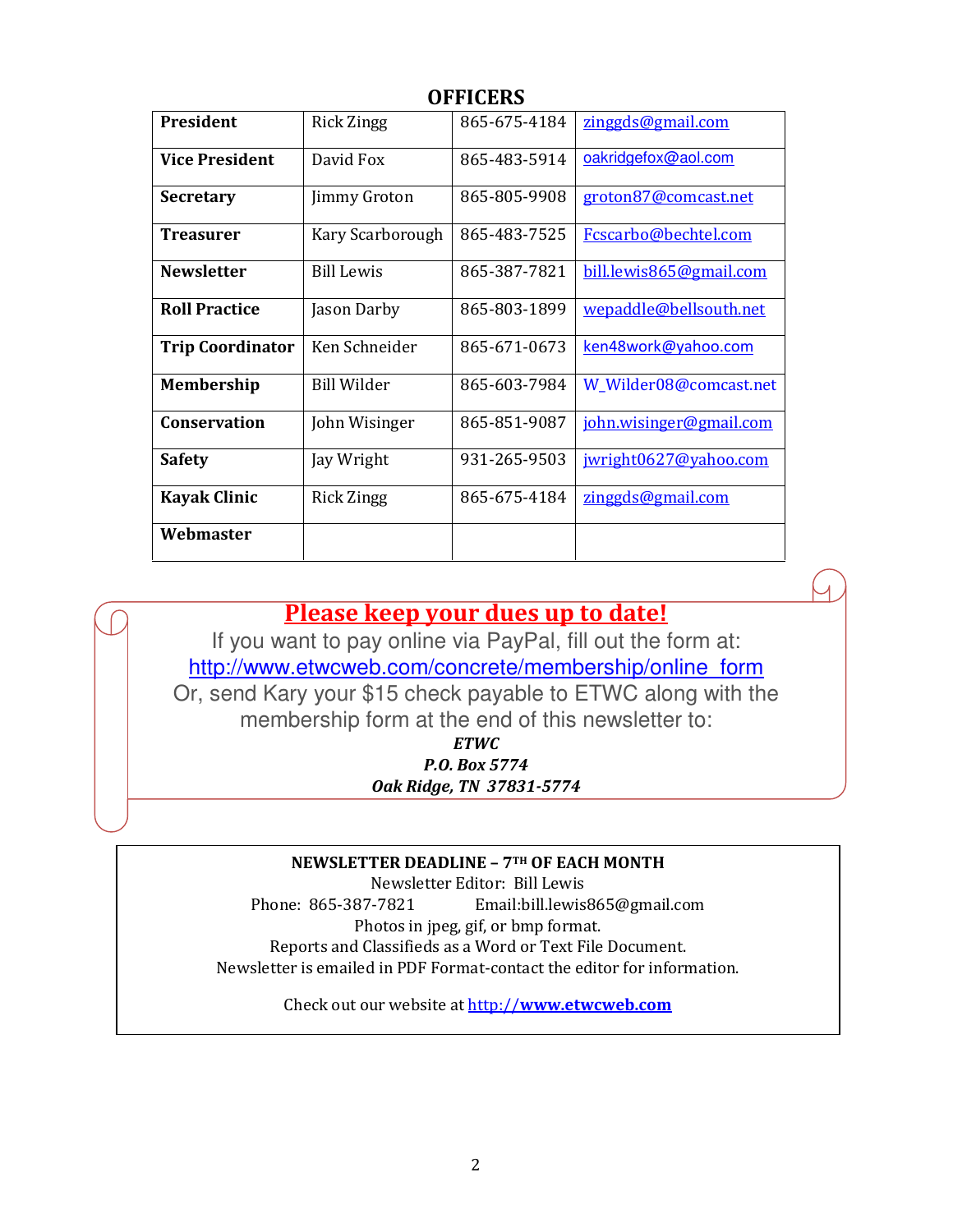## OFFICERS

| | | | |
|---|---|---|---|
| **President** | Rick Zingg | 865-675-4184 | zinggds@gmail.com |
| **Vice President** | David Fox | 865-483-5914 | oakridgefox@aol.com |
| **Secretary** | Jimmy Groton | 865-805-9908 | groton87@comcast.net |
| **Treasurer** | Kary Scarborough | 865-483-7525 | Fcscarbo@bechtel.com |
| **Newsletter** | Bill Lewis | 865-387-7821 | bill.lewis865@gmail.com |
| **Roll Practice** | Jason Darby | 865-803-1899 | wepaddle@bellsouth.net |
| **Trip Coordinator** | Ken Schneider | 865-671-0673 | ken48work@yahoo.com |
| **Membership** | Bill Wilder | 865-603-7984 | W_Wilder08@comcast.net |
| **Conservation** | John Wisinger | 865-851-9087 | john.wisinger@gmail.com |
| **Safety** | Jay Wright | 931-265-9503 | jwright0627@yahoo.com |
| **Kayak Clinic** | Rick Zingg | 865-675-4184 | zinggds@gmail.com |
| **Webmaster** | | | |

**Please keep your dues up to date!**

If you want to pay online via PayPal, fill out the form at:
http://www.etwcweb.com/concrete/membership/online_form
Or, send Kary your $15 check payable to ETWC along with the membership form at the end of this newsletter to:

***ETWC***
***P.O. Box 5774***
***Oak Ridge, TN 37831-5774***

**NEWSLETTER DEADLINE – 7TH OF EACH MONTH**
Newsletter Editor: Bill Lewis
Phone: 865-387-7821 Email:bill.lewis865@gmail.com
Photos in jpeg, gif, or bmp format.
Reports and Classifieds as a Word or Text File Document.
Newsletter is emailed in PDF Format-contact the editor for information.

Check out our website at http://www.etwcweb.com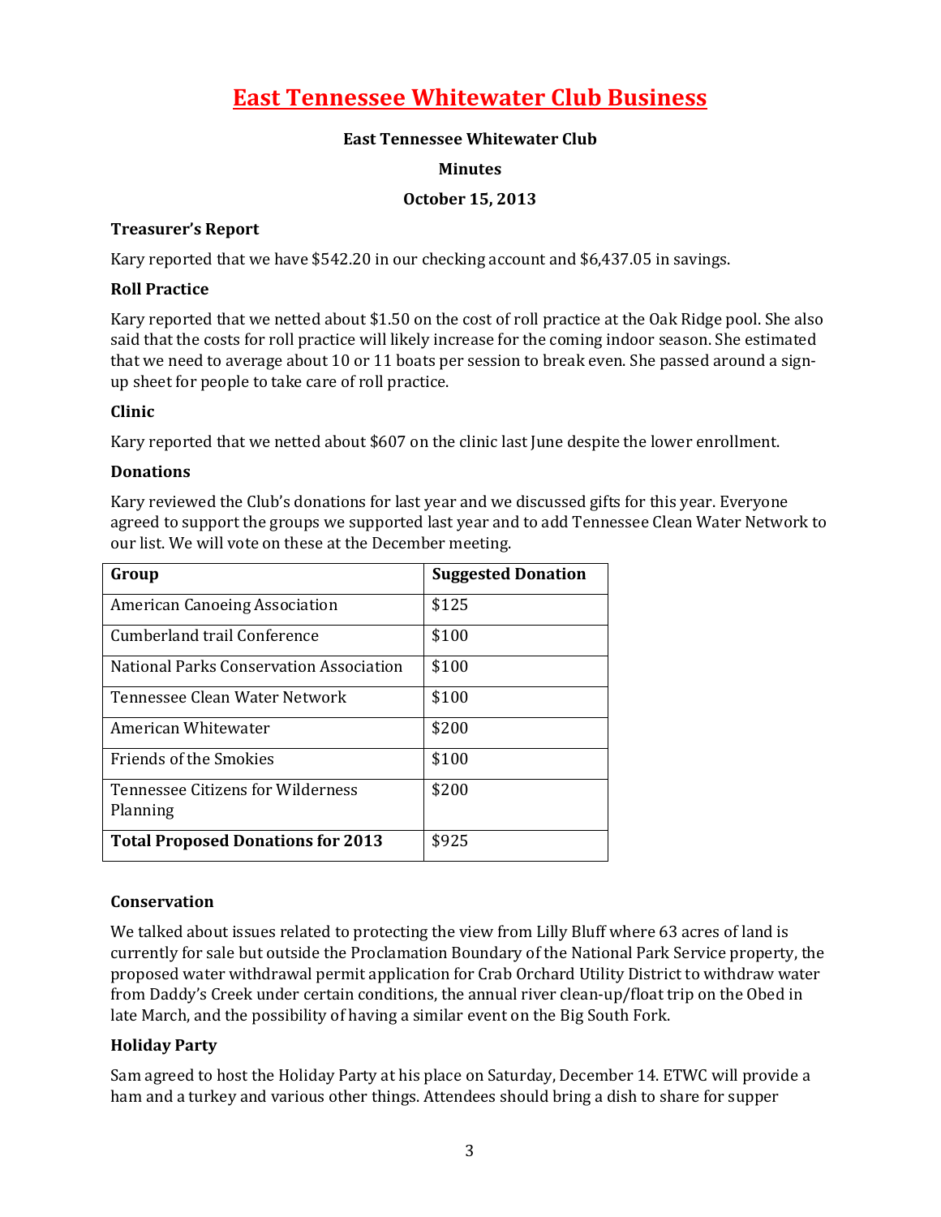# East Tennessee Whitewater Club Business

**East Tennessee Whitewater Club**

**Minutes**

**October 15, 2013**

### Treasurer's Report

Kary reported that we have $542.20 in our checking account and $6,437.05 in savings.

### Roll Practice

Kary reported that we netted about $1.50 on the cost of roll practice at the Oak Ridge pool. She also said that the costs for roll practice will likely increase for the coming indoor season. She estimated that we need to average about 10 or 11 boats per session to break even. She passed around a sign-up sheet for people to take care of roll practice.

### Clinic

Kary reported that we netted about $607 on the clinic last June despite the lower enrollment.

### Donations

Kary reviewed the Club's donations for last year and we discussed gifts for this year. Everyone agreed to support the groups we supported last year and to add Tennessee Clean Water Network to our list. We will vote on these at the December meeting.

| Group | Suggested Donation |
|---|---|
| American Canoeing Association | $125 |
| Cumberland trail Conference | $100 |
| National Parks Conservation Association | $100 |
| Tennessee Clean Water Network | $100 |
| American Whitewater | $200 |
| Friends of the Smokies | $100 |
| Tennessee Citizens for Wilderness Planning | $200 |
| **Total Proposed Donations for 2013** | $925 |

### Conservation

We talked about issues related to protecting the view from Lilly Bluff where 63 acres of land is currently for sale but outside the Proclamation Boundary of the National Park Service property, the proposed water withdrawal permit application for Crab Orchard Utility District to withdraw water from Daddy's Creek under certain conditions, the annual river clean-up/float trip on the Obed in late March, and the possibility of having a similar event on the Big South Fork.

### Holiday Party

Sam agreed to host the Holiday Party at his place on Saturday, December 14. ETWC will provide a ham and a turkey and various other things. Attendees should bring a dish to share for supper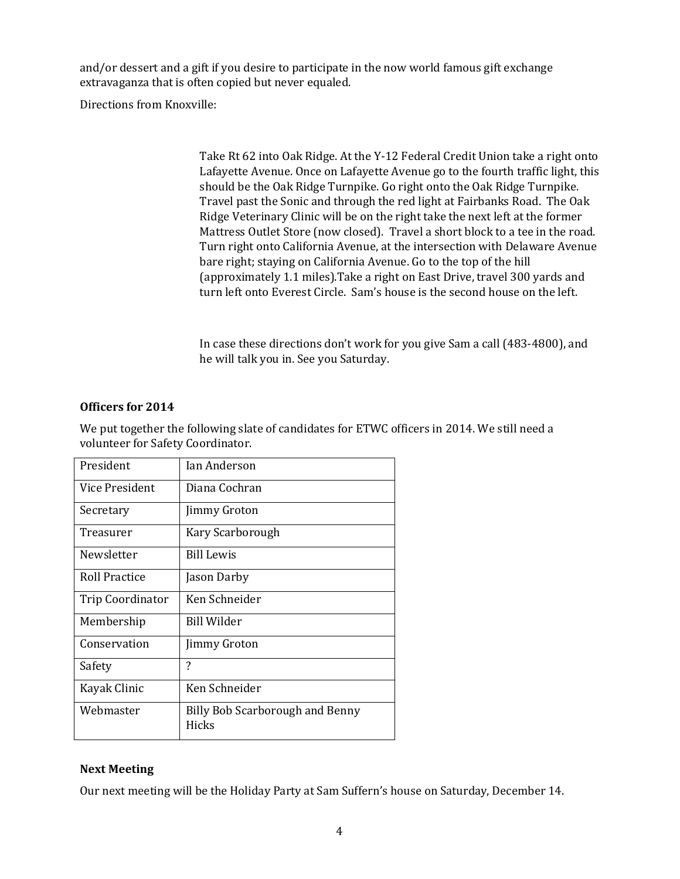and/or dessert and a gift if you desire to participate in the now world famous gift exchange extravaganza that is often copied but never equaled.

Directions from Knoxville:

Take Rt 62 into Oak Ridge. At the Y-12 Federal Credit Union take a right onto Lafayette Avenue. Once on Lafayette Avenue go to the fourth traffic light, this should be the Oak Ridge Turnpike. Go right onto the Oak Ridge Turnpike. Travel past the Sonic and through the red light at Fairbanks Road. The Oak Ridge Veterinary Clinic will be on the right take the next left at the former Mattress Outlet Store (now closed). Travel a short block to a tee in the road. Turn right onto California Avenue, at the intersection with Delaware Avenue bare right; staying on California Avenue. Go to the top of the hill (approximately 1.1 miles).Take a right on East Drive, travel 300 yards and turn left onto Everest Circle. Sam's house is the second house on the left.

In case these directions don't work for you give Sam a call (483-4800), and he will talk you in. See you Saturday.

### Officers for 2014

We put together the following slate of candidates for ETWC officers in 2014. We still need a volunteer for Safety Coordinator.

| | |
|---|---|
| President | Ian Anderson |
| Vice President | Diana Cochran |
| Secretary | Jimmy Groton |
| Treasurer | Kary Scarborough |
| Newsletter | Bill Lewis |
| Roll Practice | Jason Darby |
| Trip Coordinator | Ken Schneider |
| Membership | Bill Wilder |
| Conservation | Jimmy Groton |
| Safety | ? |
| Kayak Clinic | Ken Schneider |
| Webmaster | Billy Bob Scarborough and Benny Hicks |

### Next Meeting

Our next meeting will be the Holiday Party at Sam Suffern's house on Saturday, December 14.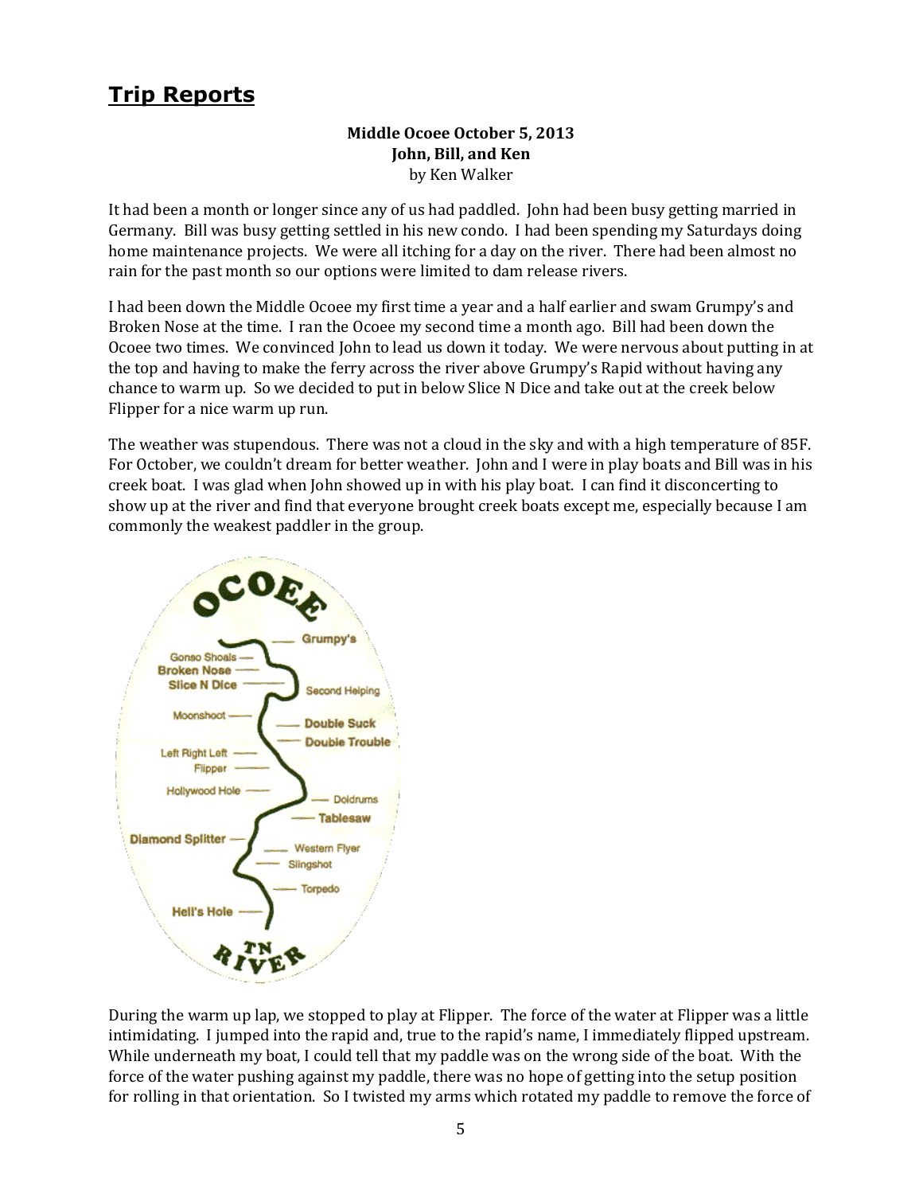## Trip Reports

**Middle Ocoee October 5, 2013**
**John, Bill, and Ken**
by Ken Walker

It had been a month or longer since any of us had paddled. John had been busy getting married in Germany. Bill was busy getting settled in his new condo. I had been spending my Saturdays doing home maintenance projects. We were all itching for a day on the river. There had been almost no rain for the past month so our options were limited to dam release rivers.

I had been down the Middle Ocoee my first time a year and a half earlier and swam Grumpy's and Broken Nose at the time. I ran the Ocoee my second time a month ago. Bill had been down the Ocoee two times. We convinced John to lead us down it today. We were nervous about putting in at the top and having to make the ferry across the river above Grumpy's Rapid without having any chance to warm up. So we decided to put in below Slice N Dice and take out at the creek below Flipper for a nice warm up run.

The weather was stupendous. There was not a cloud in the sky and with a high temperature of 85F. For October, we couldn't dream for better weather. John and I were in play boats and Bill was in his creek boat. I was glad when John showed up in with his play boat. I can find it disconcerting to show up at the river and find that everyone brought creek boats except me, especially because I am commonly the weakest paddler in the group.

During the warm up lap, we stopped to play at Flipper. The force of the water at Flipper was a little intimidating. I jumped into the rapid and, true to the rapid's name, I immediately flipped upstream. While underneath my boat, I could tell that my paddle was on the wrong side of the boat. With the force of the water pushing against my paddle, there was no hope of getting into the setup position for rolling in that orientation. So I twisted my arms which rotated my paddle to remove the force of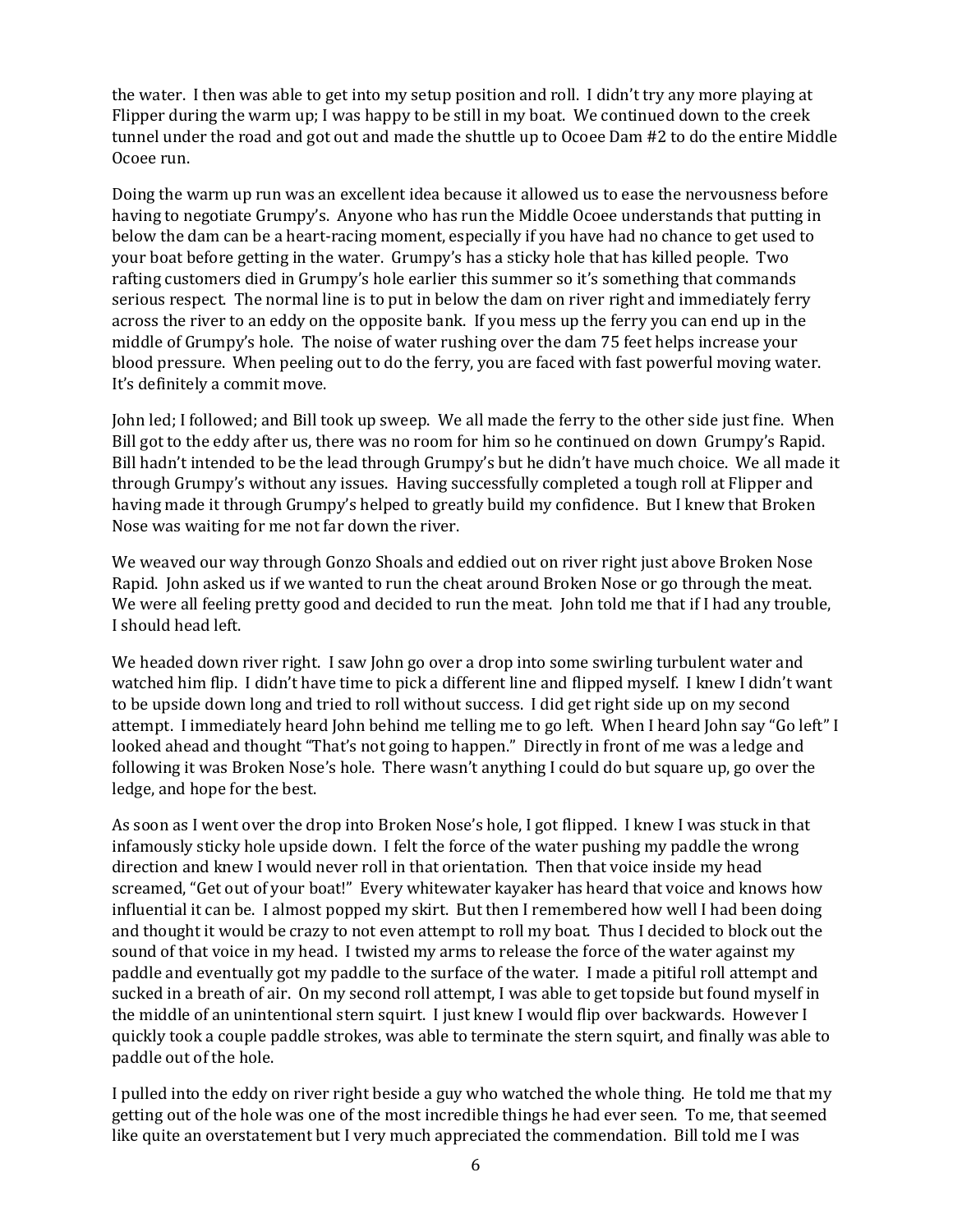the water. I then was able to get into my setup position and roll. I didn't try any more playing at Flipper during the warm up; I was happy to be still in my boat. We continued down to the creek tunnel under the road and got out and made the shuttle up to Ocoee Dam #2 to do the entire Middle Ocoee run.

Doing the warm up run was an excellent idea because it allowed us to ease the nervousness before having to negotiate Grumpy's. Anyone who has run the Middle Ocoee understands that putting in below the dam can be a heart-racing moment, especially if you have had no chance to get used to your boat before getting in the water. Grumpy's has a sticky hole that has killed people. Two rafting customers died in Grumpy's hole earlier this summer so it's something that commands serious respect. The normal line is to put in below the dam on river right and immediately ferry across the river to an eddy on the opposite bank. If you mess up the ferry you can end up in the middle of Grumpy's hole. The noise of water rushing over the dam 75 feet helps increase your blood pressure. When peeling out to do the ferry, you are faced with fast powerful moving water. It's definitely a commit move.

John led; I followed; and Bill took up sweep. We all made the ferry to the other side just fine. When Bill got to the eddy after us, there was no room for him so he continued on down Grumpy's Rapid. Bill hadn't intended to be the lead through Grumpy's but he didn't have much choice. We all made it through Grumpy's without any issues. Having successfully completed a tough roll at Flipper and having made it through Grumpy's helped to greatly build my confidence. But I knew that Broken Nose was waiting for me not far down the river.

We weaved our way through Gonzo Shoals and eddied out on river right just above Broken Nose Rapid. John asked us if we wanted to run the cheat around Broken Nose or go through the meat. We were all feeling pretty good and decided to run the meat. John told me that if I had any trouble, I should head left.

We headed down river right. I saw John go over a drop into some swirling turbulent water and watched him flip. I didn't have time to pick a different line and flipped myself. I knew I didn't want to be upside down long and tried to roll without success. I did get right side up on my second attempt. I immediately heard John behind me telling me to go left. When I heard John say "Go left" I looked ahead and thought "That's not going to happen." Directly in front of me was a ledge and following it was Broken Nose's hole. There wasn't anything I could do but square up, go over the ledge, and hope for the best.

As soon as I went over the drop into Broken Nose's hole, I got flipped. I knew I was stuck in that infamously sticky hole upside down. I felt the force of the water pushing my paddle the wrong direction and knew I would never roll in that orientation. Then that voice inside my head screamed, "Get out of your boat!" Every whitewater kayaker has heard that voice and knows how influential it can be. I almost popped my skirt. But then I remembered how well I had been doing and thought it would be crazy to not even attempt to roll my boat. Thus I decided to block out the sound of that voice in my head. I twisted my arms to release the force of the water against my paddle and eventually got my paddle to the surface of the water. I made a pitiful roll attempt and sucked in a breath of air. On my second roll attempt, I was able to get topside but found myself in the middle of an unintentional stern squirt. I just knew I would flip over backwards. However I quickly took a couple paddle strokes, was able to terminate the stern squirt, and finally was able to paddle out of the hole.

I pulled into the eddy on river right beside a guy who watched the whole thing. He told me that my getting out of the hole was one of the most incredible things he had ever seen. To me, that seemed like quite an overstatement but I very much appreciated the commendation. Bill told me I was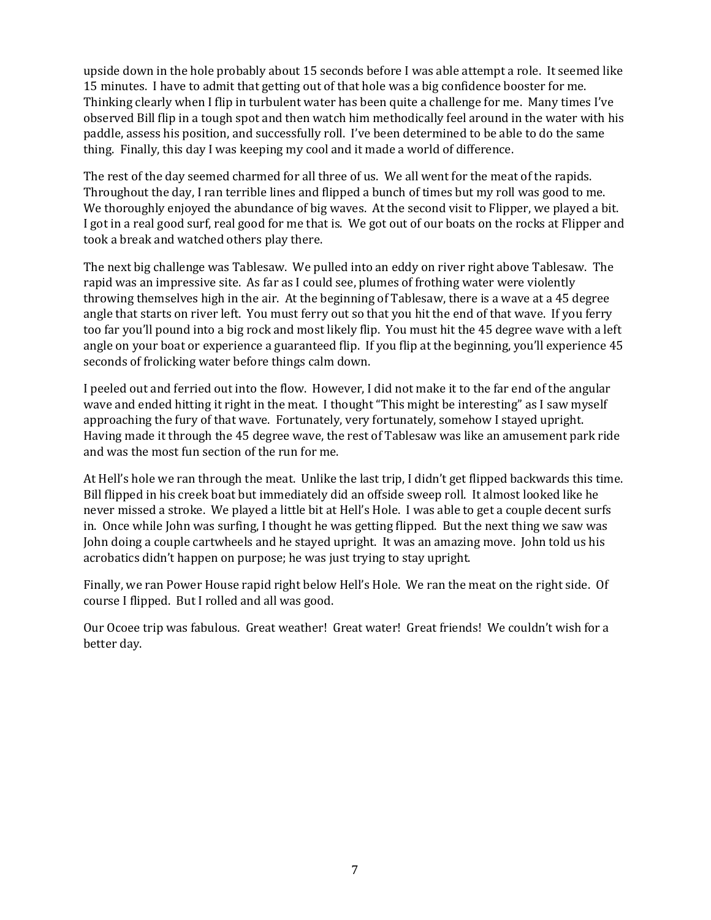upside down in the hole probably about 15 seconds before I was able attempt a role. It seemed like 15 minutes. I have to admit that getting out of that hole was a big confidence booster for me. Thinking clearly when I flip in turbulent water has been quite a challenge for me. Many times I've observed Bill flip in a tough spot and then watch him methodically feel around in the water with his paddle, assess his position, and successfully roll. I've been determined to be able to do the same thing. Finally, this day I was keeping my cool and it made a world of difference.

The rest of the day seemed charmed for all three of us. We all went for the meat of the rapids. Throughout the day, I ran terrible lines and flipped a bunch of times but my roll was good to me. We thoroughly enjoyed the abundance of big waves. At the second visit to Flipper, we played a bit. I got in a real good surf, real good for me that is. We got out of our boats on the rocks at Flipper and took a break and watched others play there.

The next big challenge was Tablesaw. We pulled into an eddy on river right above Tablesaw. The rapid was an impressive site. As far as I could see, plumes of frothing water were violently throwing themselves high in the air. At the beginning of Tablesaw, there is a wave at a 45 degree angle that starts on river left. You must ferry out so that you hit the end of that wave. If you ferry too far you'll pound into a big rock and most likely flip. You must hit the 45 degree wave with a left angle on your boat or experience a guaranteed flip. If you flip at the beginning, you'll experience 45 seconds of frolicking water before things calm down.

I peeled out and ferried out into the flow. However, I did not make it to the far end of the angular wave and ended hitting it right in the meat. I thought "This might be interesting" as I saw myself approaching the fury of that wave. Fortunately, very fortunately, somehow I stayed upright. Having made it through the 45 degree wave, the rest of Tablesaw was like an amusement park ride and was the most fun section of the run for me.

At Hell's hole we ran through the meat. Unlike the last trip, I didn't get flipped backwards this time. Bill flipped in his creek boat but immediately did an offside sweep roll. It almost looked like he never missed a stroke. We played a little bit at Hell's Hole. I was able to get a couple decent surfs in. Once while John was surfing, I thought he was getting flipped. But the next thing we saw was John doing a couple cartwheels and he stayed upright. It was an amazing move. John told us his acrobatics didn't happen on purpose; he was just trying to stay upright.

Finally, we ran Power House rapid right below Hell's Hole. We ran the meat on the right side. Of course I flipped. But I rolled and all was good.

Our Ocoee trip was fabulous. Great weather! Great water! Great friends! We couldn't wish for a better day.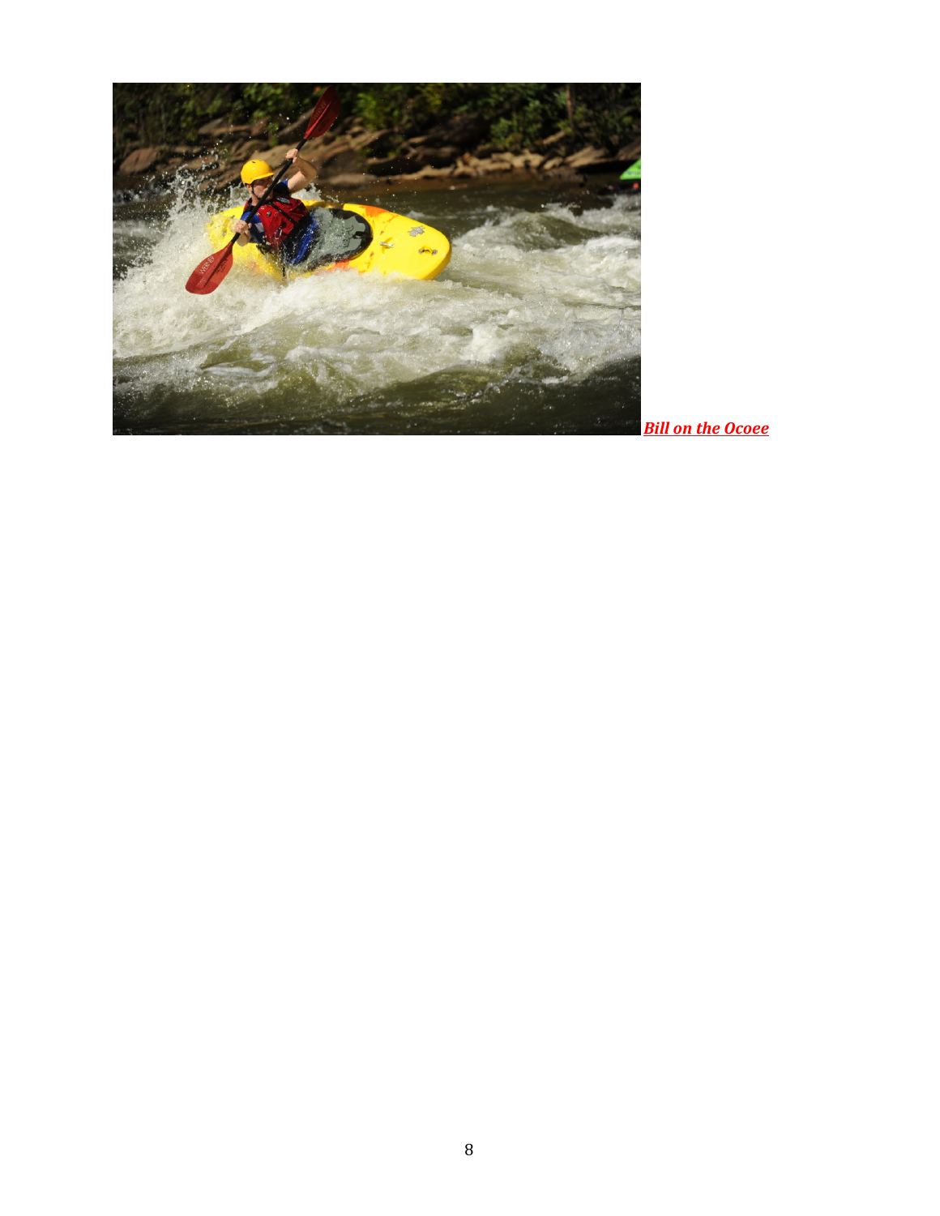***Bill on the Ocoee***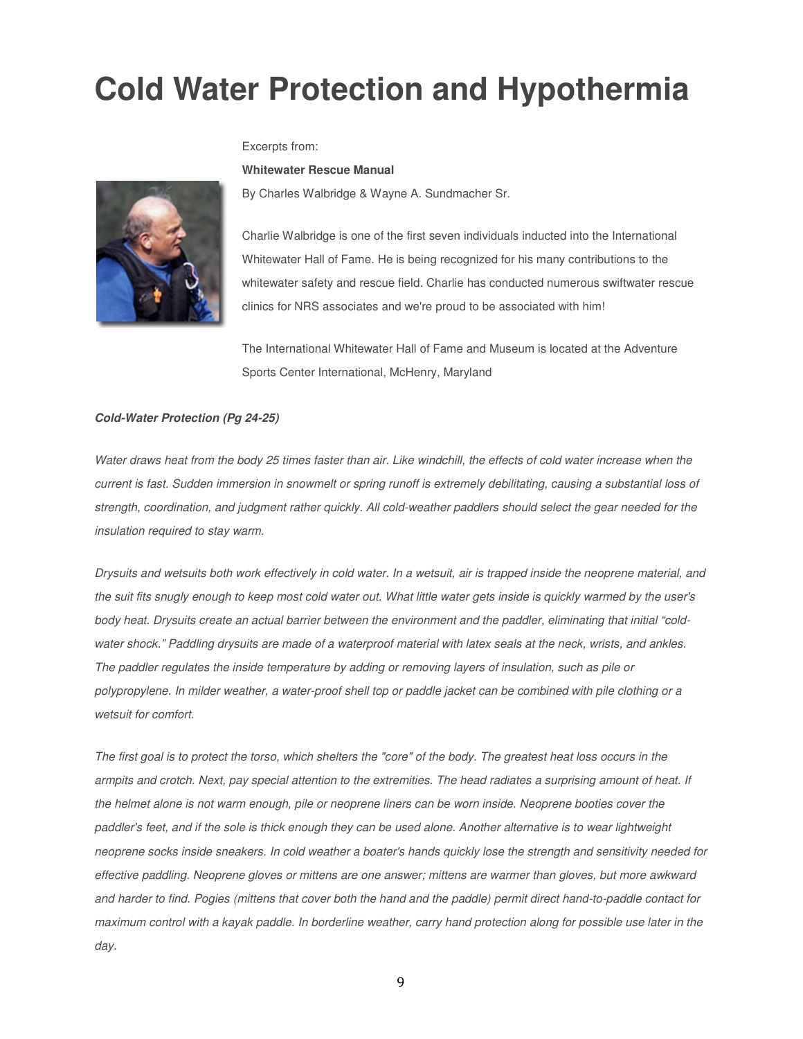# Cold Water Protection and Hypothermia

Excerpts from:

**Whitewater Rescue Manual**

By Charles Walbridge & Wayne A. Sundmacher Sr.

Charlie Walbridge is one of the first seven individuals inducted into the International Whitewater Hall of Fame. He is being recognized for his many contributions to the whitewater safety and rescue field. Charlie has conducted numerous swiftwater rescue clinics for NRS associates and we're proud to be associated with him!

The International Whitewater Hall of Fame and Museum is located at the Adventure Sports Center International, McHenry, Maryland

***Cold-Water Protection (Pg 24-25)***

*Water draws heat from the body 25 times faster than air. Like windchill, the effects of cold water increase when the current is fast. Sudden immersion in snowmelt or spring runoff is extremely debilitating, causing a substantial loss of strength, coordination, and judgment rather quickly. All cold-weather paddlers should select the gear needed for the insulation required to stay warm.*

*Drysuits and wetsuits both work effectively in cold water. In a wetsuit, air is trapped inside the neoprene material, and the suit fits snugly enough to keep most cold water out. What little water gets inside is quickly warmed by the user's body heat. Drysuits create an actual barrier between the environment and the paddler, eliminating that initial "cold-water shock." Paddling drysuits are made of a waterproof material with latex seals at the neck, wrists, and ankles. The paddler regulates the inside temperature by adding or removing layers of insulation, such as pile or polypropylene. In milder weather, a water-proof shell top or paddle jacket can be combined with pile clothing or a wetsuit for comfort.*

*The first goal is to protect the torso, which shelters the "core" of the body. The greatest heat loss occurs in the armpits and crotch. Next, pay special attention to the extremities. The head radiates a surprising amount of heat. If the helmet alone is not warm enough, pile or neoprene liners can be worn inside. Neoprene booties cover the paddler's feet, and if the sole is thick enough they can be used alone. Another alternative is to wear lightweight neoprene socks inside sneakers. In cold weather a boater's hands quickly lose the strength and sensitivity needed for effective paddling. Neoprene gloves or mittens are one answer; mittens are warmer than gloves, but more awkward and harder to find. Pogies (mittens that cover both the hand and the paddle) permit direct hand-to-paddle contact for maximum control with a kayak paddle. In borderline weather, carry hand protection along for possible use later in the day.*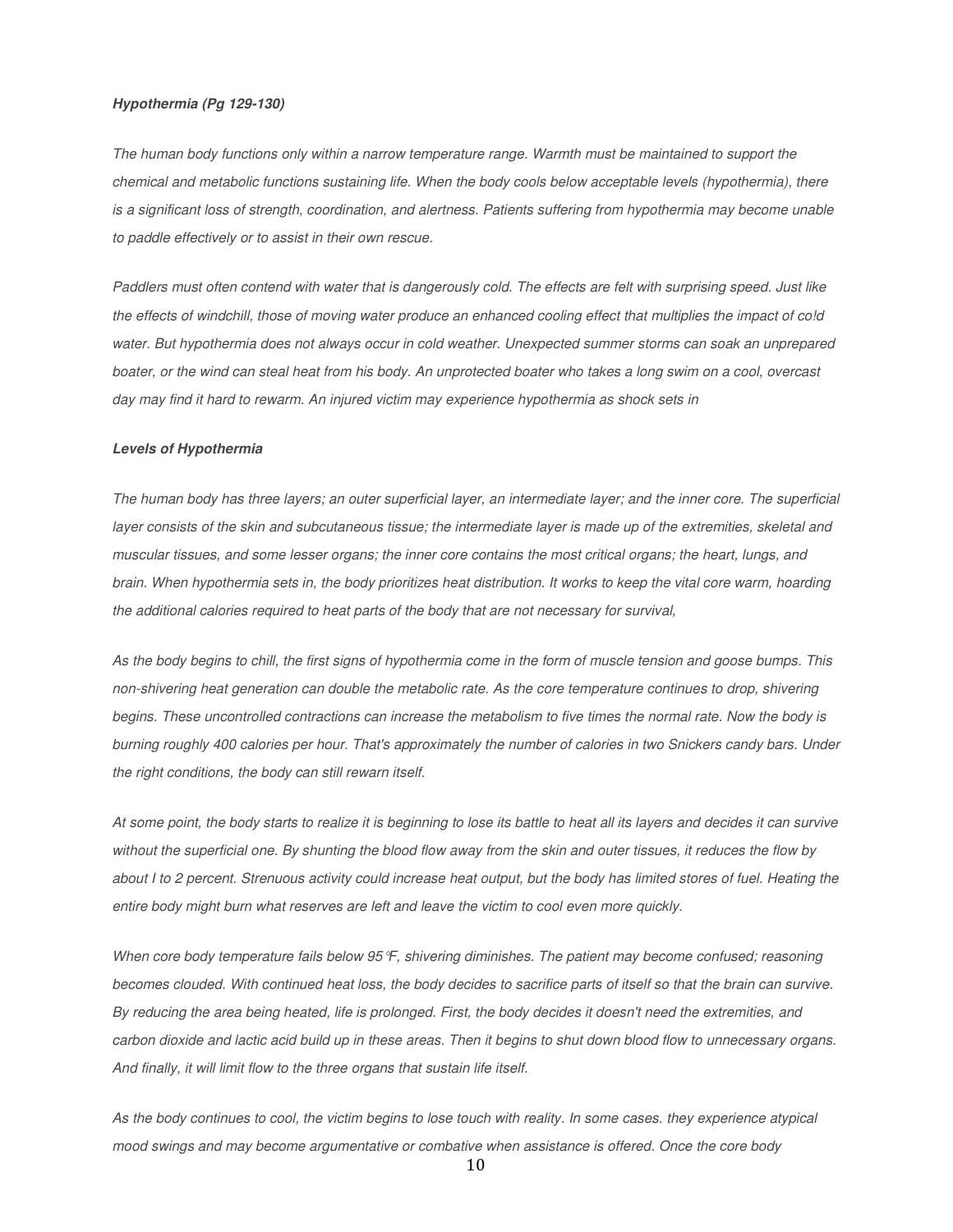***Hypothermia (Pg 129-130)***

*The human body functions only within a narrow temperature range. Warmth must be maintained to support the chemical and metabolic functions sustaining life. When the body cools below acceptable levels (hypothermia), there is a significant loss of strength, coordination, and alertness. Patients suffering from hypothermia may become unable to paddle effectively or to assist in their own rescue.*

*Paddlers must often contend with water that is dangerously cold. The effects are felt with surprising speed. Just like the effects of windchill, those of moving water produce an enhanced cooling effect that multiplies the impact of co!d water. But hypothermia does not always occur in cold weather. Unexpected summer storms can soak an unprepared boater, or the wind can steal heat from his body. An unprotected boater who takes a long swim on a cool, overcast day may find it hard to rewarm. An injured victim may experience hypothermia as shock sets in*

***Levels of Hypothermia***

*The human body has three layers; an outer superficial layer, an intermediate layer; and the inner core. The superficial layer consists of the skin and subcutaneous tissue; the intermediate layer is made up of the extremities, skeletal and muscular tissues, and some lesser organs; the inner core contains the most critical organs; the heart, lungs, and brain. When hypothermia sets in, the body prioritizes heat distribution. It works to keep the vital core warm, hoarding the additional calories required to heat parts of the body that are not necessary for survival,*

*As the body begins to chill, the first signs of hypothermia come in the form of muscle tension and goose bumps. This non-shivering heat generation can double the metabolic rate. As the core temperature continues to drop, shivering begins. These uncontrolled contractions can increase the metabolism to five times the normal rate. Now the body is burning roughly 400 calories per hour. That's approximately the number of calories in two Snickers candy bars. Under the right conditions, the body can still rewarn itself.*

*At some point, the body starts to realize it is beginning to lose its battle to heat all its layers and decides it can survive without the superficial one. By shunting the blood flow away from the skin and outer tissues, it reduces the flow by about I to 2 percent. Strenuous activity could increase heat output, but the body has limited stores of fuel. Heating the entire body might burn what reserves are left and leave the victim to cool even more quickly.*

*When core body temperature fails below 95℉, shivering diminishes. The patient may become confused; reasoning becomes clouded. With continued heat loss, the body decides to sacrifice parts of itself so that the brain can survive. By reducing the area being heated, life is prolonged. First, the body decides it doesn't need the extremities, and carbon dioxide and lactic acid build up in these areas. Then it begins to shut down blood flow to unnecessary organs. And finally, it will limit flow to the three organs that sustain life itself.*

*As the body continues to cool, the victim begins to lose touch with reality. In some cases. they experience atypical mood swings and may become argumentative or combative when assistance is offered. Once the core body*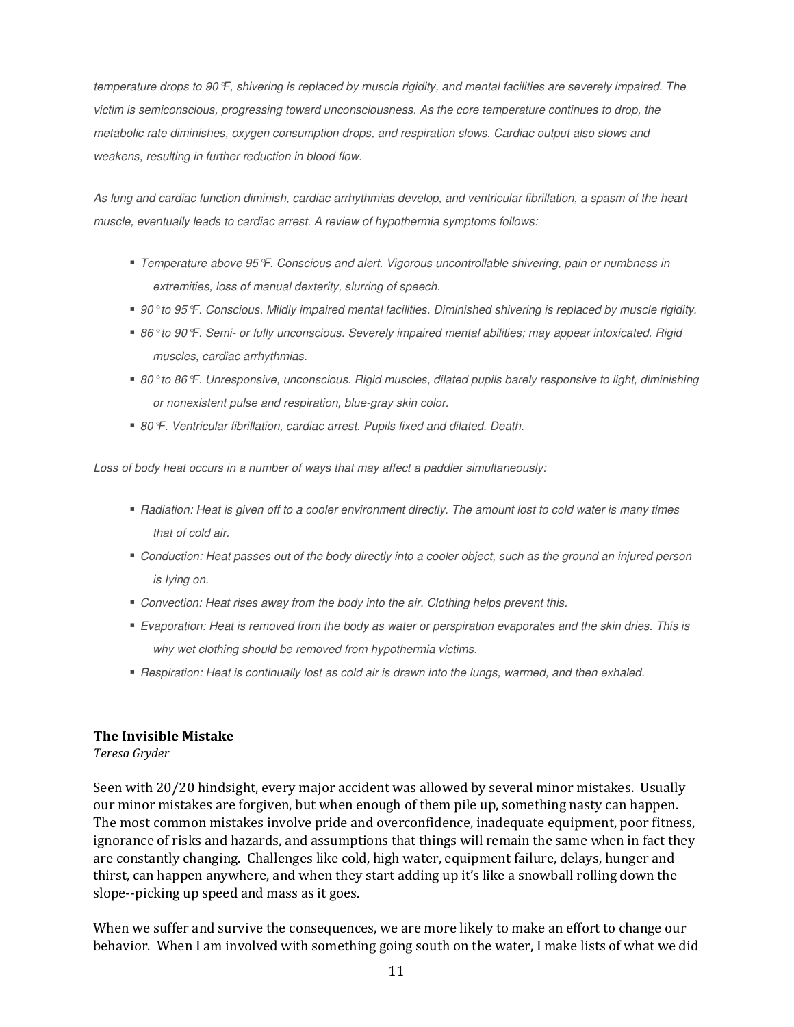*temperature drops to 90℉, shivering is replaced by muscle rigidity, and mental facilities are severely impaired. The victim is semiconscious, progressing toward unconsciousness. As the core temperature continues to drop, the metabolic rate diminishes, oxygen consumption drops, and respiration slows. Cardiac output also slows and weakens, resulting in further reduction in blood flow.*

*As lung and cardiac function diminish, cardiac arrhythmias develop, and ventricular fibrillation, a spasm of the heart muscle, eventually leads to cardiac arrest. A review of hypothermia symptoms follows:*

- *Temperature above 95℉. Conscious and alert. Vigorous uncontrollable shivering, pain or numbness in extremities, loss of manual dexterity, slurring of speech.*
- *90° to 95℉. Conscious. Mildly impaired mental facilities. Diminished shivering is replaced by muscle rigidity.*
- *86° to 90℉. Semi- or fully unconscious. Severely impaired mental abilities; may appear intoxicated. Rigid muscles, cardiac arrhythmias.*
- *80° to 86℉. Unresponsive, unconscious. Rigid muscles, dilated pupils barely responsive to light, diminishing or nonexistent pulse and respiration, blue-gray skin color.*
- *80℉. Ventricular fibrillation, cardiac arrest. Pupils fixed and dilated. Death.*

*Loss of body heat occurs in a number of ways that may affect a paddler simultaneously:*

- *Radiation: Heat is given off to a cooler environment directly. The amount lost to cold water is many times that of cold air.*
- *Conduction: Heat passes out of the body directly into a cooler object, such as the ground an injured person is lying on.*
- *Convection: Heat rises away from the body into the air. Clothing helps prevent this.*
- *Evaporation: Heat is removed from the body as water or perspiration evaporates and the skin dries. This is why wet clothing should be removed from hypothermia victims.*
- *Respiration: Heat is continually lost as cold air is drawn into the lungs, warmed, and then exhaled.*

## The Invisible Mistake

*Teresa Gryder*

Seen with 20/20 hindsight, every major accident was allowed by several minor mistakes. Usually our minor mistakes are forgiven, but when enough of them pile up, something nasty can happen. The most common mistakes involve pride and overconfidence, inadequate equipment, poor fitness, ignorance of risks and hazards, and assumptions that things will remain the same when in fact they are constantly changing. Challenges like cold, high water, equipment failure, delays, hunger and thirst, can happen anywhere, and when they start adding up it's like a snowball rolling down the slope--picking up speed and mass as it goes.

When we suffer and survive the consequences, we are more likely to make an effort to change our behavior. When I am involved with something going south on the water, I make lists of what we did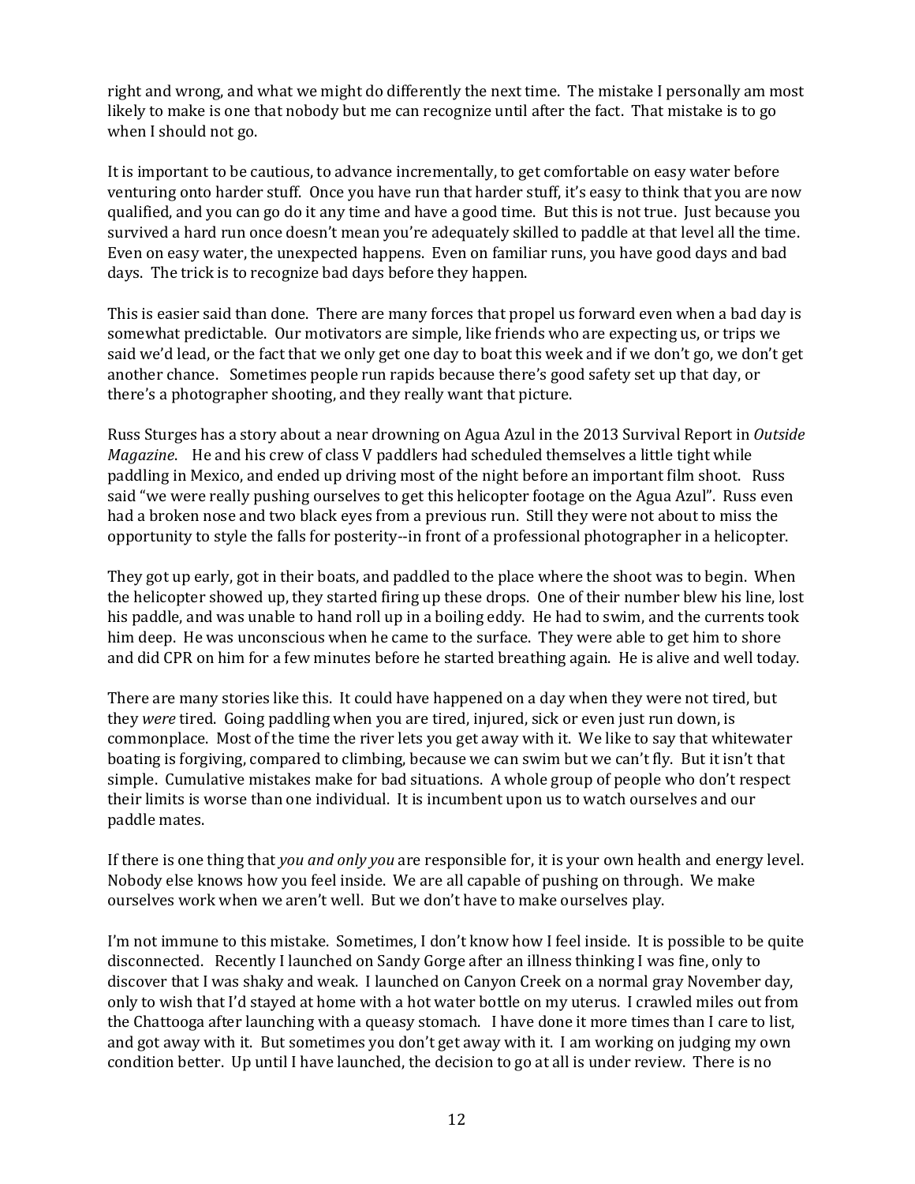right and wrong, and what we might do differently the next time. The mistake I personally am most likely to make is one that nobody but me can recognize until after the fact. That mistake is to go when I should not go.

It is important to be cautious, to advance incrementally, to get comfortable on easy water before venturing onto harder stuff. Once you have run that harder stuff, it's easy to think that you are now qualified, and you can go do it any time and have a good time. But this is not true. Just because you survived a hard run once doesn't mean you're adequately skilled to paddle at that level all the time. Even on easy water, the unexpected happens. Even on familiar runs, you have good days and bad days. The trick is to recognize bad days before they happen.

This is easier said than done. There are many forces that propel us forward even when a bad day is somewhat predictable. Our motivators are simple, like friends who are expecting us, or trips we said we'd lead, or the fact that we only get one day to boat this week and if we don't go, we don't get another chance. Sometimes people run rapids because there's good safety set up that day, or there's a photographer shooting, and they really want that picture.

Russ Sturges has a story about a near drowning on Agua Azul in the 2013 Survival Report in *Outside Magazine*. He and his crew of class V paddlers had scheduled themselves a little tight while paddling in Mexico, and ended up driving most of the night before an important film shoot. Russ said "we were really pushing ourselves to get this helicopter footage on the Agua Azul". Russ even had a broken nose and two black eyes from a previous run. Still they were not about to miss the opportunity to style the falls for posterity--in front of a professional photographer in a helicopter.

They got up early, got in their boats, and paddled to the place where the shoot was to begin. When the helicopter showed up, they started firing up these drops. One of their number blew his line, lost his paddle, and was unable to hand roll up in a boiling eddy. He had to swim, and the currents took him deep. He was unconscious when he came to the surface. They were able to get him to shore and did CPR on him for a few minutes before he started breathing again. He is alive and well today.

There are many stories like this. It could have happened on a day when they were not tired, but they *were* tired. Going paddling when you are tired, injured, sick or even just run down, is commonplace. Most of the time the river lets you get away with it. We like to say that whitewater boating is forgiving, compared to climbing, because we can swim but we can't fly. But it isn't that simple. Cumulative mistakes make for bad situations. A whole group of people who don't respect their limits is worse than one individual. It is incumbent upon us to watch ourselves and our paddle mates.

If there is one thing that *you and only you* are responsible for, it is your own health and energy level. Nobody else knows how you feel inside. We are all capable of pushing on through. We make ourselves work when we aren't well. But we don't have to make ourselves play.

I'm not immune to this mistake. Sometimes, I don't know how I feel inside. It is possible to be quite disconnected. Recently I launched on Sandy Gorge after an illness thinking I was fine, only to discover that I was shaky and weak. I launched on Canyon Creek on a normal gray November day, only to wish that I'd stayed at home with a hot water bottle on my uterus. I crawled miles out from the Chattooga after launching with a queasy stomach. I have done it more times than I care to list, and got away with it. But sometimes you don't get away with it. I am working on judging my own condition better. Up until I have launched, the decision to go at all is under review. There is no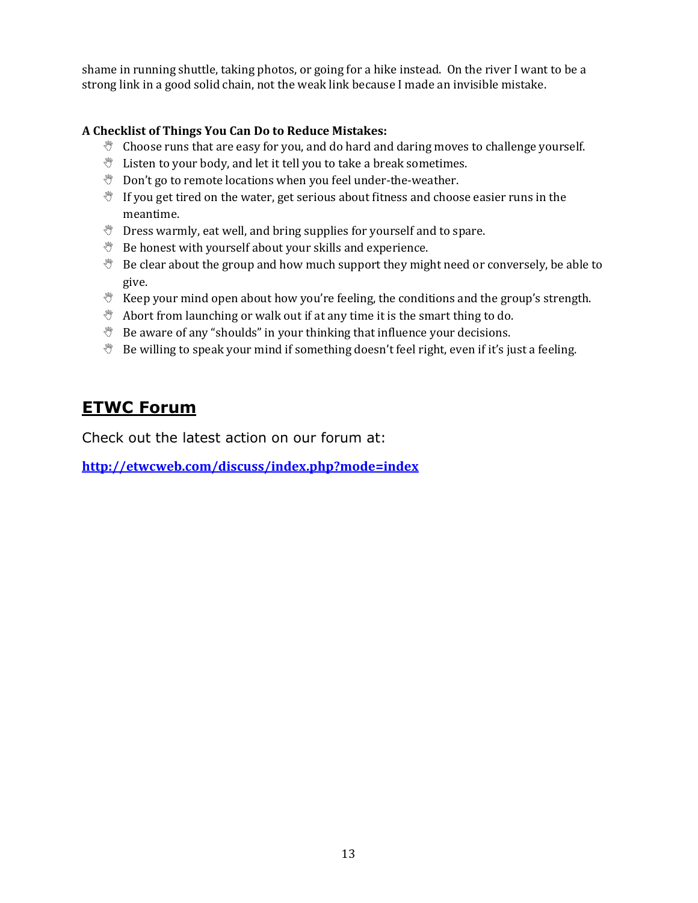shame in running shuttle, taking photos, or going for a hike instead. On the river I want to be a strong link in a good solid chain, not the weak link because I made an invisible mistake.

**A Checklist of Things You Can Do to Reduce Mistakes:**

- Choose runs that are easy for you, and do hard and daring moves to challenge yourself.
- Listen to your body, and let it tell you to take a break sometimes.
- Don't go to remote locations when you feel under-the-weather.
- If you get tired on the water, get serious about fitness and choose easier runs in the meantime.
- Dress warmly, eat well, and bring supplies for yourself and to spare.
- Be honest with yourself about your skills and experience.
- Be clear about the group and how much support they might need or conversely, be able to give.
- Keep your mind open about how you're feeling, the conditions and the group's strength.
- Abort from launching or walk out if at any time it is the smart thing to do.
- Be aware of any "shoulds" in your thinking that influence your decisions.
- Be willing to speak your mind if something doesn't feel right, even if it's just a feeling.

## ETWC Forum

Check out the latest action on our forum at:

**http://etwcweb.com/discuss/index.php?mode=index**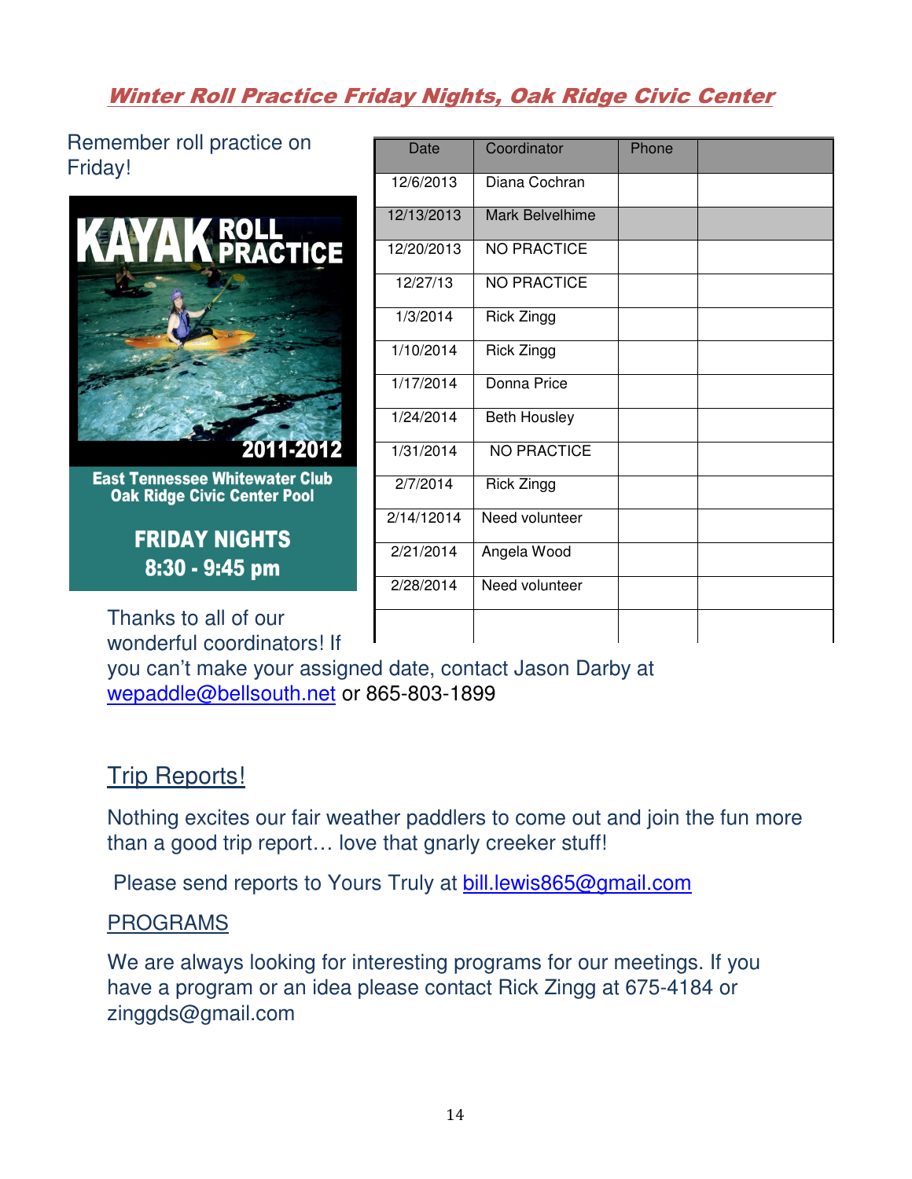## *Winter Roll Practice Friday Nights, Oak Ridge Civic Center*

Remember roll practice on Friday!

KAYAK ROLL PRACTICE

2011-2012

East Tennessee Whitewater Club
Oak Ridge Civic Center Pool

FRIDAY NIGHTS
8:30 - 9:45 pm

| Date | Coordinator | Phone | |
|---|---|---|---|
| 12/6/2013 | Diana Cochran | | |
| 12/13/2013 | Mark Belvelhime | | |
| 12/20/2013 | NO PRACTICE | | |
| 12/27/13 | NO PRACTICE | | |
| 1/3/2014 | Rick Zingg | | |
| 1/10/2014 | Rick Zingg | | |
| 1/17/2014 | Donna Price | | |
| 1/24/2014 | Beth Housley | | |
| 1/31/2014 | NO PRACTICE | | |
| 2/7/2014 | Rick Zingg | | |
| 2/14/12014 | Need volunteer | | |
| 2/21/2014 | Angela Wood | | |
| 2/28/2014 | Need volunteer | | |
| | | | |

Thanks to all of our wonderful coordinators! If you can't make your assigned date, contact Jason Darby at wepaddle@bellsouth.net or 865-803-1899

## Trip Reports!

Nothing excites our fair weather paddlers to come out and join the fun more than a good trip report… love that gnarly creeker stuff!

Please send reports to Yours Truly at bill.lewis865@gmail.com

## PROGRAMS

We are always looking for interesting programs for our meetings. If you have a program or an idea please contact Rick Zingg at 675-4184 or zinggds@gmail.com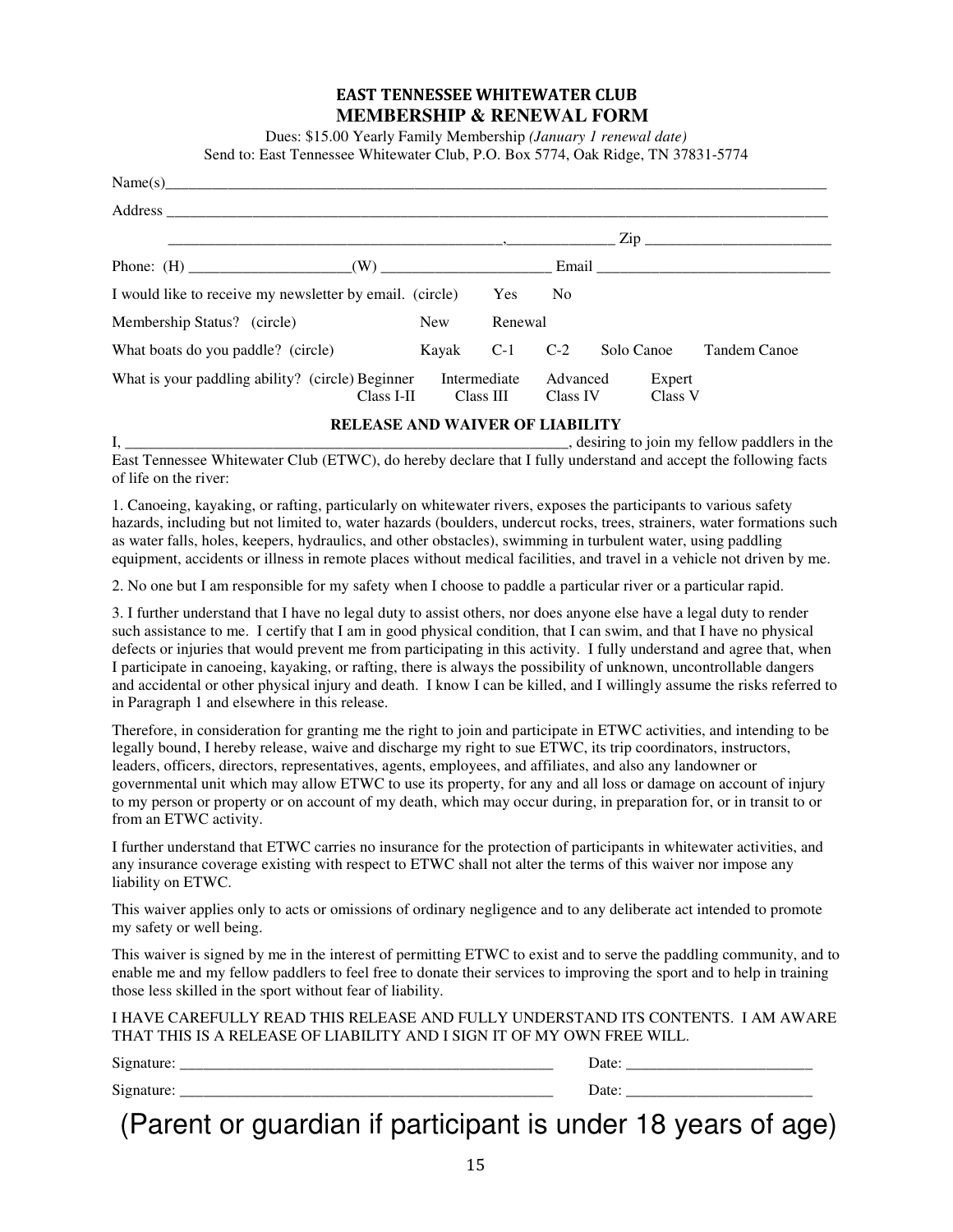# EAST TENNESSEE WHITEWATER CLUB
## MEMBERSHIP & RENEWAL FORM

Dues: $15.00 Yearly Family Membership *(January 1 renewal date)*
Send to: East Tennessee Whitewater Club, P.O. Box 5774, Oak Ridge, TN 37831-5774

Name(s)_______________________________________________________________________________

Address _______________________________________________________________________________

_____________________________________________, ______________ Zip ________________________

Phone: (H) ____________________(W) _____________________ Email ______________________________

I would like to receive my newsletter by email. (circle)   Yes   No

Membership Status? (circle)   New   Renewal

What boats do you paddle? (circle)   Kayak   C-1   C-2   Solo Canoe   Tandem Canoe

What is your paddling ability? (circle)   Beginner Class I-II   Intermediate Class III   Advanced Class IV   Expert Class V

### RELEASE AND WAIVER OF LIABILITY

I, _______________________________________________________, desiring to join my fellow paddlers in the East Tennessee Whitewater Club (ETWC), do hereby declare that I fully understand and accept the following facts of life on the river:

1. Canoeing, kayaking, or rafting, particularly on whitewater rivers, exposes the participants to various safety hazards, including but not limited to, water hazards (boulders, undercut rocks, trees, strainers, water formations such as water falls, holes, keepers, hydraulics, and other obstacles), swimming in turbulent water, using paddling equipment, accidents or illness in remote places without medical facilities, and travel in a vehicle not driven by me.

2. No one but I am responsible for my safety when I choose to paddle a particular river or a particular rapid.

3. I further understand that I have no legal duty to assist others, nor does anyone else have a legal duty to render such assistance to me. I certify that I am in good physical condition, that I can swim, and that I have no physical defects or injuries that would prevent me from participating in this activity. I fully understand and agree that, when I participate in canoeing, kayaking, or rafting, there is always the possibility of unknown, uncontrollable dangers and accidental or other physical injury and death. I know I can be killed, and I willingly assume the risks referred to in Paragraph 1 and elsewhere in this release.

Therefore, in consideration for granting me the right to join and participate in ETWC activities, and intending to be legally bound, I hereby release, waive and discharge my right to sue ETWC, its trip coordinators, instructors, leaders, officers, directors, representatives, agents, employees, and affiliates, and also any landowner or governmental unit which may allow ETWC to use its property, for any and all loss or damage on account of injury to my person or property or on account of my death, which may occur during, in preparation for, or in transit to or from an ETWC activity.

I further understand that ETWC carries no insurance for the protection of participants in whitewater activities, and any insurance coverage existing with respect to ETWC shall not alter the terms of this waiver nor impose any liability on ETWC.

This waiver applies only to acts or omissions of ordinary negligence and to any deliberate act intended to promote my safety or well being.

This waiver is signed by me in the interest of permitting ETWC to exist and to serve the paddling community, and to enable me and my fellow paddlers to feel free to donate their services to improving the sport and to help in training those less skilled in the sport without fear of liability.

I HAVE CAREFULLY READ THIS RELEASE AND FULLY UNDERSTAND ITS CONTENTS. I AM AWARE THAT THIS IS A RELEASE OF LIABILITY AND I SIGN IT OF MY OWN FREE WILL.

Signature: _________________________________________________   Date: ________________________

Signature: _________________________________________________   Date: ________________________

(Parent or guardian if participant is under 18 years of age)